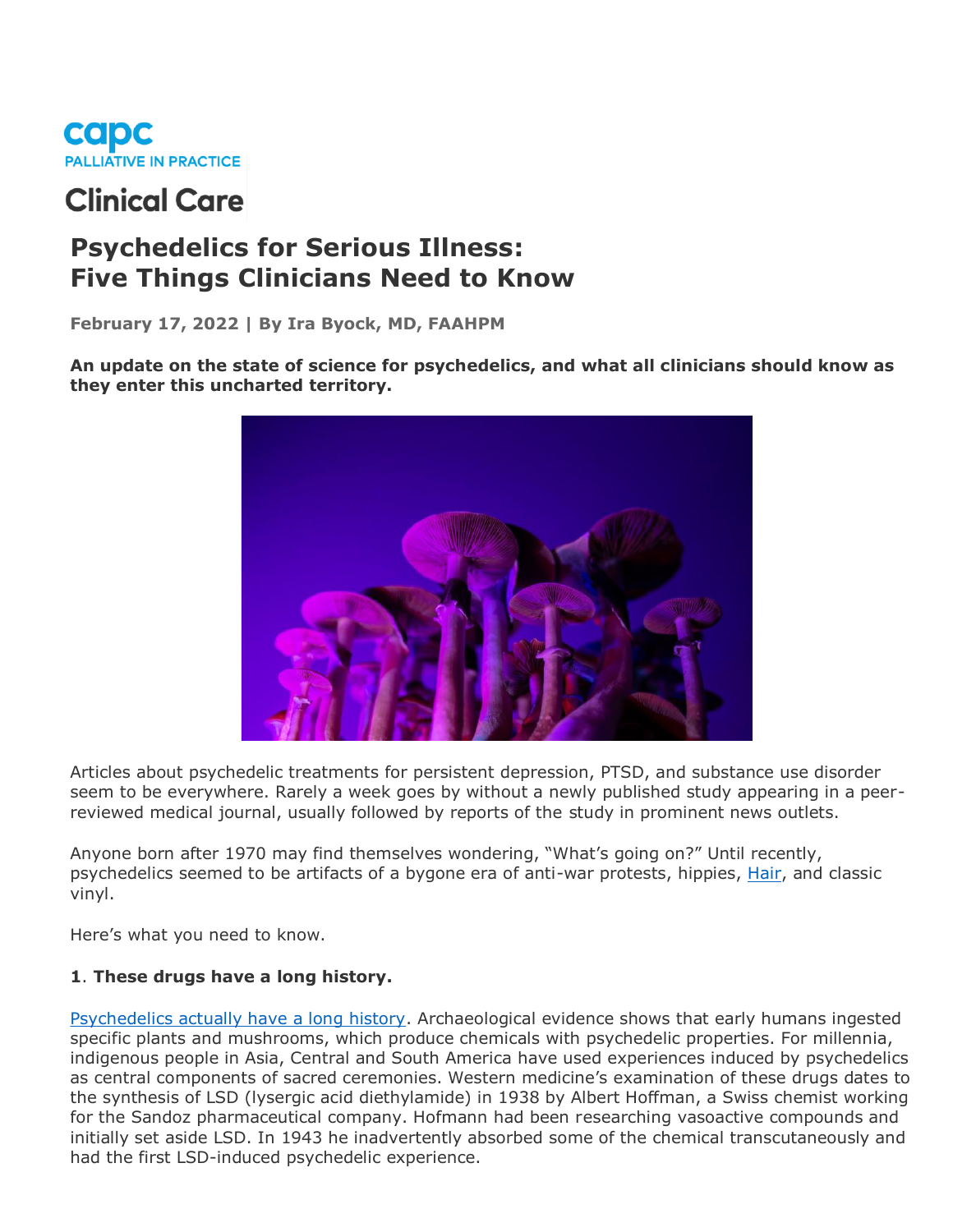capc
PALLIATIVE IN PRACTICE

Clinical Care

# Psychedelics for Serious Illness: Five Things Clinicians Need to Know

**February 17, 2022 | By Ira Byock, MD, FAAHPM**

**An update on the state of science for psychedelics, and what all clinicians should know as they enter this uncharted territory.**

Articles about psychedelic treatments for persistent depression, PTSD, and substance use disorder seem to be everywhere. Rarely a week goes by without a newly published study appearing in a peer-reviewed medical journal, usually followed by reports of the study in prominent news outlets.

Anyone born after 1970 may find themselves wondering, "What's going on?" Until recently, psychedelics seemed to be artifacts of a bygone era of anti-war protests, hippies, Hair, and classic vinyl.

Here's what you need to know.

**1. These drugs have a long history.**

Psychedelics actually have a long history. Archaeological evidence shows that early humans ingested specific plants and mushrooms, which produce chemicals with psychedelic properties. For millennia, indigenous people in Asia, Central and South America have used experiences induced by psychedelics as central components of sacred ceremonies. Western medicine's examination of these drugs dates to the synthesis of LSD (lysergic acid diethylamide) in 1938 by Albert Hoffman, a Swiss chemist working for the Sandoz pharmaceutical company. Hofmann had been researching vasoactive compounds and initially set aside LSD. In 1943 he inadvertently absorbed some of the chemical transcutaneously and had the first LSD-induced psychedelic experience.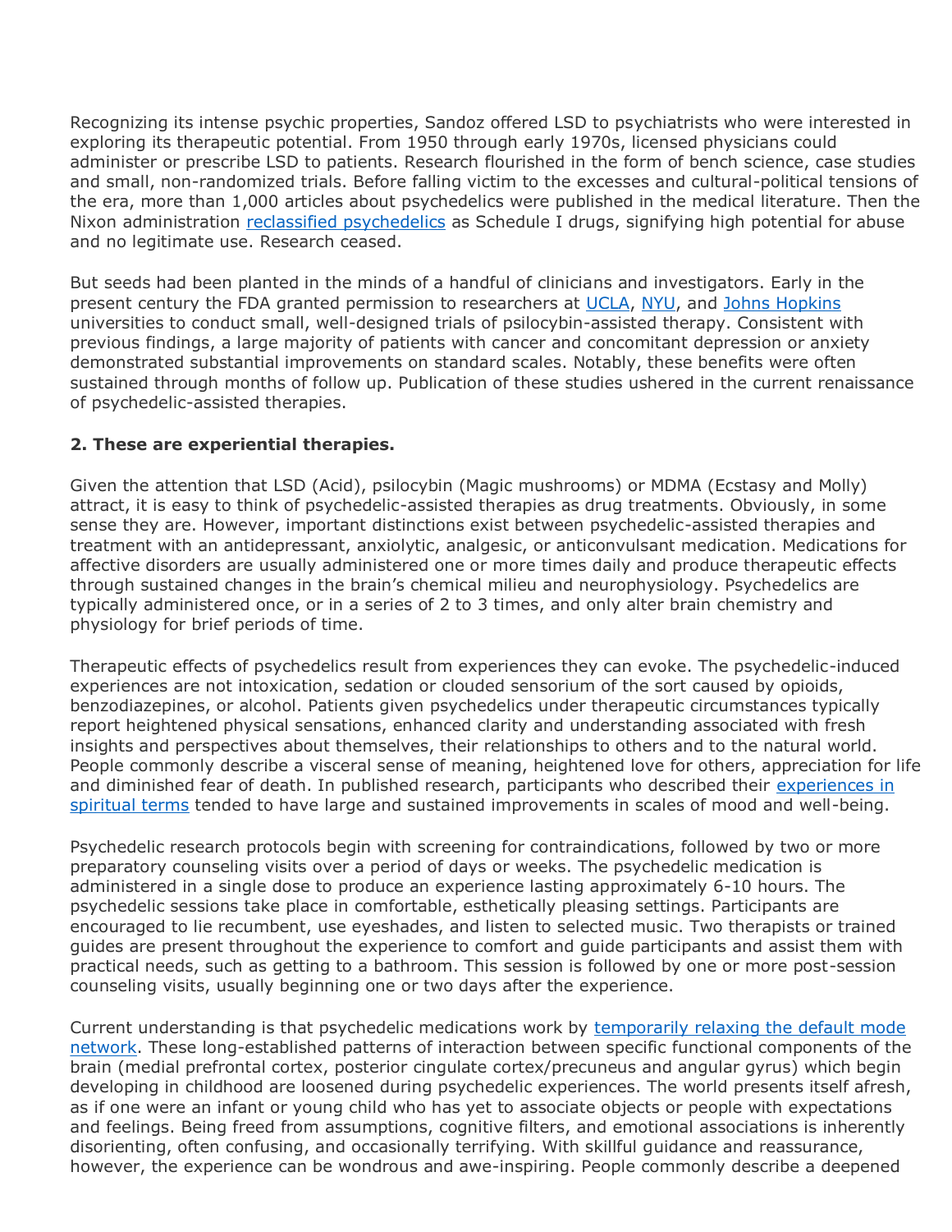Recognizing its intense psychic properties, Sandoz offered LSD to psychiatrists who were interested in exploring its therapeutic potential. From 1950 through early 1970s, licensed physicians could administer or prescribe LSD to patients. Research flourished in the form of bench science, case studies and small, non-randomized trials. Before falling victim to the excesses and cultural-political tensions of the era, more than 1,000 articles about psychedelics were published in the medical literature. Then the Nixon administration reclassified psychedelics as Schedule I drugs, signifying high potential for abuse and no legitimate use. Research ceased.

But seeds had been planted in the minds of a handful of clinicians and investigators. Early in the present century the FDA granted permission to researchers at UCLA, NYU, and Johns Hopkins universities to conduct small, well-designed trials of psilocybin-assisted therapy. Consistent with previous findings, a large majority of patients with cancer and concomitant depression or anxiety demonstrated substantial improvements on standard scales. Notably, these benefits were often sustained through months of follow up. Publication of these studies ushered in the current renaissance of psychedelic-assisted therapies.

**2. These are experiential therapies.**

Given the attention that LSD (Acid), psilocybin (Magic mushrooms) or MDMA (Ecstasy and Molly) attract, it is easy to think of psychedelic-assisted therapies as drug treatments. Obviously, in some sense they are. However, important distinctions exist between psychedelic-assisted therapies and treatment with an antidepressant, anxiolytic, analgesic, or anticonvulsant medication. Medications for affective disorders are usually administered one or more times daily and produce therapeutic effects through sustained changes in the brain's chemical milieu and neurophysiology. Psychedelics are typically administered once, or in a series of 2 to 3 times, and only alter brain chemistry and physiology for brief periods of time.

Therapeutic effects of psychedelics result from experiences they can evoke. The psychedelic-induced experiences are not intoxication, sedation or clouded sensorium of the sort caused by opioids, benzodiazepines, or alcohol. Patients given psychedelics under therapeutic circumstances typically report heightened physical sensations, enhanced clarity and understanding associated with fresh insights and perspectives about themselves, their relationships to others and to the natural world. People commonly describe a visceral sense of meaning, heightened love for others, appreciation for life and diminished fear of death. In published research, participants who described their experiences in spiritual terms tended to have large and sustained improvements in scales of mood and well-being.

Psychedelic research protocols begin with screening for contraindications, followed by two or more preparatory counseling visits over a period of days or weeks. The psychedelic medication is administered in a single dose to produce an experience lasting approximately 6-10 hours. The psychedelic sessions take place in comfortable, esthetically pleasing settings. Participants are encouraged to lie recumbent, use eyeshades, and listen to selected music. Two therapists or trained guides are present throughout the experience to comfort and guide participants and assist them with practical needs, such as getting to a bathroom. This session is followed by one or more post-session counseling visits, usually beginning one or two days after the experience.

Current understanding is that psychedelic medications work by temporarily relaxing the default mode network. These long-established patterns of interaction between specific functional components of the brain (medial prefrontal cortex, posterior cingulate cortex/precuneus and angular gyrus) which begin developing in childhood are loosened during psychedelic experiences. The world presents itself afresh, as if one were an infant or young child who has yet to associate objects or people with expectations and feelings. Being freed from assumptions, cognitive filters, and emotional associations is inherently disorienting, often confusing, and occasionally terrifying. With skillful guidance and reassurance, however, the experience can be wondrous and awe-inspiring. People commonly describe a deepened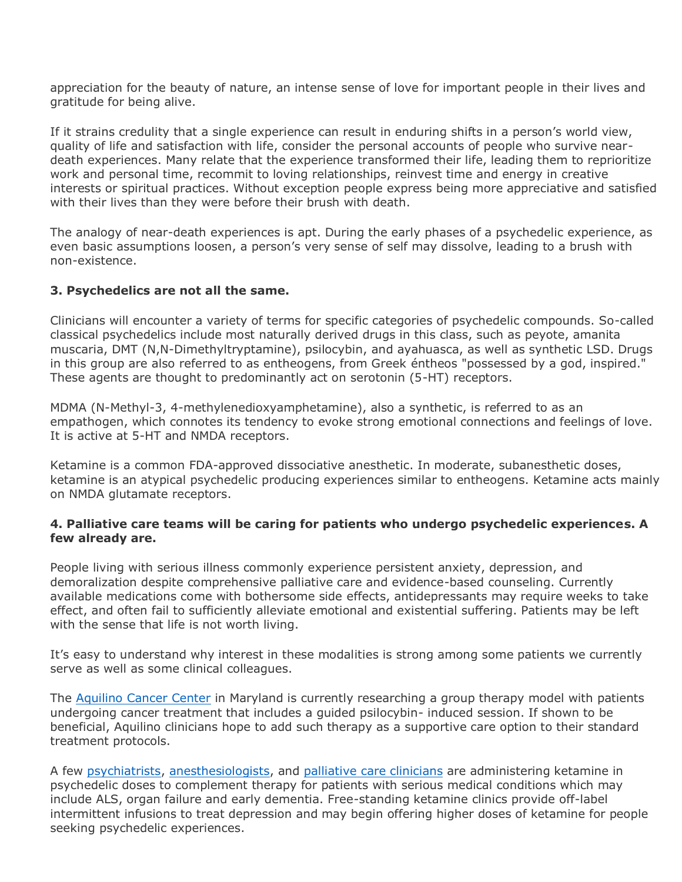appreciation for the beauty of nature, an intense sense of love for important people in their lives and gratitude for being alive.

If it strains credulity that a single experience can result in enduring shifts in a person's world view, quality of life and satisfaction with life, consider the personal accounts of people who survive near-death experiences. Many relate that the experience transformed their life, leading them to reprioritize work and personal time, recommit to loving relationships, reinvest time and energy in creative interests or spiritual practices. Without exception people express being more appreciative and satisfied with their lives than they were before their brush with death.

The analogy of near-death experiences is apt. During the early phases of a psychedelic experience, as even basic assumptions loosen, a person's very sense of self may dissolve, leading to a brush with non-existence.

**3. Psychedelics are not all the same.**

Clinicians will encounter a variety of terms for specific categories of psychedelic compounds. So-called classical psychedelics include most naturally derived drugs in this class, such as peyote, amanita muscaria, DMT (N,N-Dimethyltryptamine), psilocybin, and ayahuasca, as well as synthetic LSD. Drugs in this group are also referred to as entheogens, from Greek éntheos "possessed by a god, inspired." These agents are thought to predominantly act on serotonin (5-HT) receptors.

MDMA (N-Methyl-3, 4-methylenedioxyamphetamine), also a synthetic, is referred to as an empathogen, which connotes its tendency to evoke strong emotional connections and feelings of love. It is active at 5-HT and NMDA receptors.

Ketamine is a common FDA-approved dissociative anesthetic. In moderate, subanesthetic doses, ketamine is an atypical psychedelic producing experiences similar to entheogens. Ketamine acts mainly on NMDA glutamate receptors.

**4. Palliative care teams will be caring for patients who undergo psychedelic experiences. A few already are.**

People living with serious illness commonly experience persistent anxiety, depression, and demoralization despite comprehensive palliative care and evidence-based counseling. Currently available medications come with bothersome side effects, antidepressants may require weeks to take effect, and often fail to sufficiently alleviate emotional and existential suffering. Patients may be left with the sense that life is not worth living.

It's easy to understand why interest in these modalities is strong among some patients we currently serve as well as some clinical colleagues.

The Aquilino Cancer Center in Maryland is currently researching a group therapy model with patients undergoing cancer treatment that includes a guided psilocybin- induced session. If shown to be beneficial, Aquilino clinicians hope to add such therapy as a supportive care option to their standard treatment protocols.

A few psychiatrists, anesthesiologists, and palliative care clinicians are administering ketamine in psychedelic doses to complement therapy for patients with serious medical conditions which may include ALS, organ failure and early dementia. Free-standing ketamine clinics provide off-label intermittent infusions to treat depression and may begin offering higher doses of ketamine for people seeking psychedelic experiences.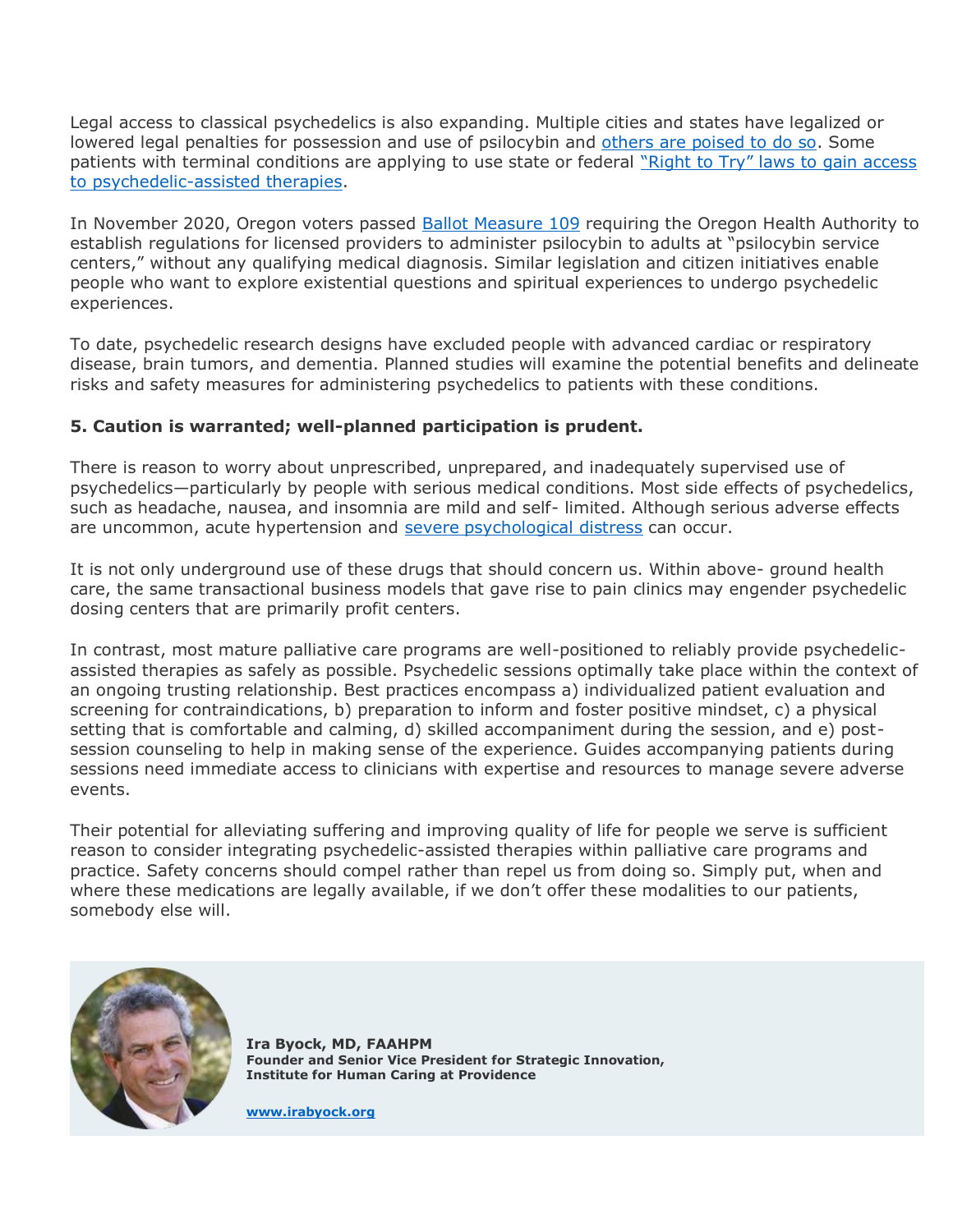Legal access to classical psychedelics is also expanding. Multiple cities and states have legalized or lowered legal penalties for possession and use of psilocybin and others are poised to do so. Some patients with terminal conditions are applying to use state or federal "Right to Try" laws to gain access to psychedelic-assisted therapies.

In November 2020, Oregon voters passed Ballot Measure 109 requiring the Oregon Health Authority to establish regulations for licensed providers to administer psilocybin to adults at "psilocybin service centers," without any qualifying medical diagnosis. Similar legislation and citizen initiatives enable people who want to explore existential questions and spiritual experiences to undergo psychedelic experiences.

To date, psychedelic research designs have excluded people with advanced cardiac or respiratory disease, brain tumors, and dementia. Planned studies will examine the potential benefits and delineate risks and safety measures for administering psychedelics to patients with these conditions.

**5. Caution is warranted; well-planned participation is prudent.**

There is reason to worry about unprescribed, unprepared, and inadequately supervised use of psychedelics—particularly by people with serious medical conditions. Most side effects of psychedelics, such as headache, nausea, and insomnia are mild and self- limited. Although serious adverse effects are uncommon, acute hypertension and severe psychological distress can occur.

It is not only underground use of these drugs that should concern us. Within above- ground health care, the same transactional business models that gave rise to pain clinics may engender psychedelic dosing centers that are primarily profit centers.

In contrast, most mature palliative care programs are well-positioned to reliably provide psychedelic-assisted therapies as safely as possible. Psychedelic sessions optimally take place within the context of an ongoing trusting relationship. Best practices encompass a) individualized patient evaluation and screening for contraindications, b) preparation to inform and foster positive mindset, c) a physical setting that is comfortable and calming, d) skilled accompaniment during the session, and e) post-session counseling to help in making sense of the experience. Guides accompanying patients during sessions need immediate access to clinicians with expertise and resources to manage severe adverse events.

Their potential for alleviating suffering and improving quality of life for people we serve is sufficient reason to consider integrating psychedelic-assisted therapies within palliative care programs and practice. Safety concerns should compel rather than repel us from doing so. Simply put, when and where these medications are legally available, if we don't offer these modalities to our patients, somebody else will.

**Ira Byock, MD, FAAHPM**
**Founder and Senior Vice President for Strategic Innovation, Institute for Human Caring at Providence**

**www.irabyock.org**